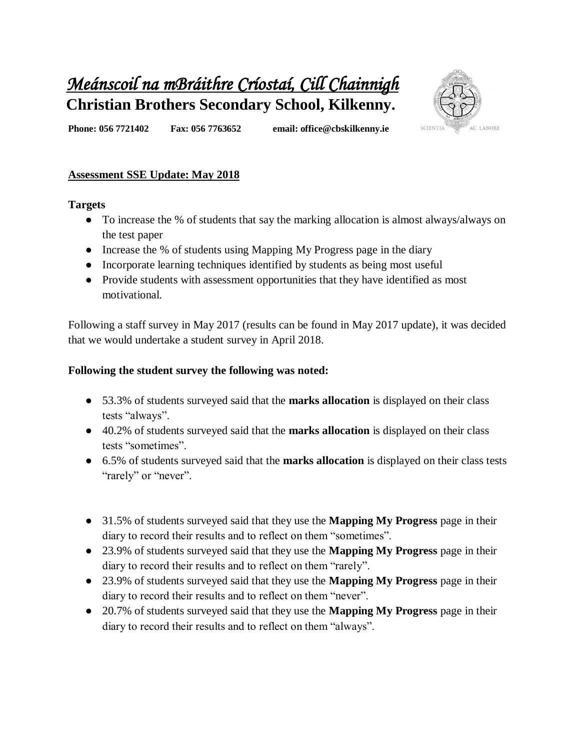# *Meánscoil na mBráithre Críostaí, Cill Chainnigh*

## Christian Brothers Secondary School, Kilkenny.

**Phone: 056 7721402 Fax: 056 7763652 email: office@cbskilkenny.ie**

**Assessment SSE Update: May 2018**

**Targets**

- To increase the % of students that say the marking allocation is almost always/always on the test paper
- Increase the % of students using Mapping My Progress page in the diary
- Incorporate learning techniques identified by students as being most useful
- Provide students with assessment opportunities that they have identified as most motivational.

Following a staff survey in May 2017 (results can be found in May 2017 update), it was decided that we would undertake a student survey in April 2018.

**Following the student survey the following was noted:**

- 53.3% of students surveyed said that the **marks allocation** is displayed on their class tests "always".
- 40.2% of students surveyed said that the **marks allocation** is displayed on their class tests "sometimes".
- 6.5% of students surveyed said that the **marks allocation** is displayed on their class tests "rarely" or "never".

- 31.5% of students surveyed said that they use the **Mapping My Progress** page in their diary to record their results and to reflect on them "sometimes".
- 23.9% of students surveyed said that they use the **Mapping My Progress** page in their diary to record their results and to reflect on them "rarely".
- 23.9% of students surveyed said that they use the **Mapping My Progress** page in their diary to record their results and to reflect on them "never".
- 20.7% of students surveyed said that they use the **Mapping My Progress** page in their diary to record their results and to reflect on them "always".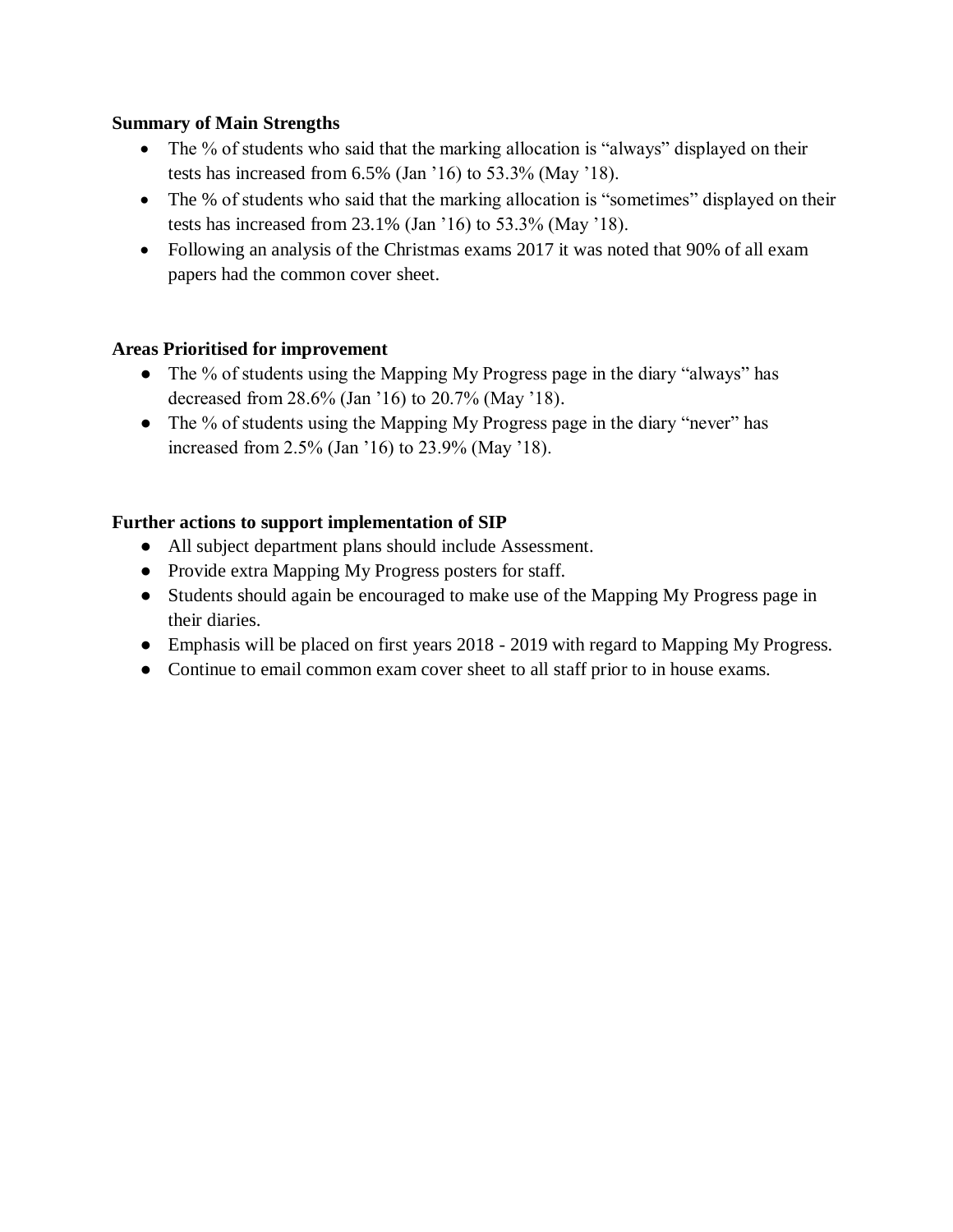**Summary of Main Strengths**

- The % of students who said that the marking allocation is "always" displayed on their tests has increased from 6.5% (Jan '16) to 53.3% (May '18).
- The % of students who said that the marking allocation is "sometimes" displayed on their tests has increased from 23.1% (Jan '16) to 53.3% (May '18).
- Following an analysis of the Christmas exams 2017 it was noted that 90% of all exam papers had the common cover sheet.

**Areas Prioritised for improvement**

- The % of students using the Mapping My Progress page in the diary "always" has decreased from 28.6% (Jan '16) to 20.7% (May '18).
- The % of students using the Mapping My Progress page in the diary "never" has increased from 2.5% (Jan '16) to 23.9% (May '18).

**Further actions to support implementation of SIP**

- All subject department plans should include Assessment.
- Provide extra Mapping My Progress posters for staff.
- Students should again be encouraged to make use of the Mapping My Progress page in their diaries.
- Emphasis will be placed on first years 2018 - 2019 with regard to Mapping My Progress.
- Continue to email common exam cover sheet to all staff prior to in house exams.